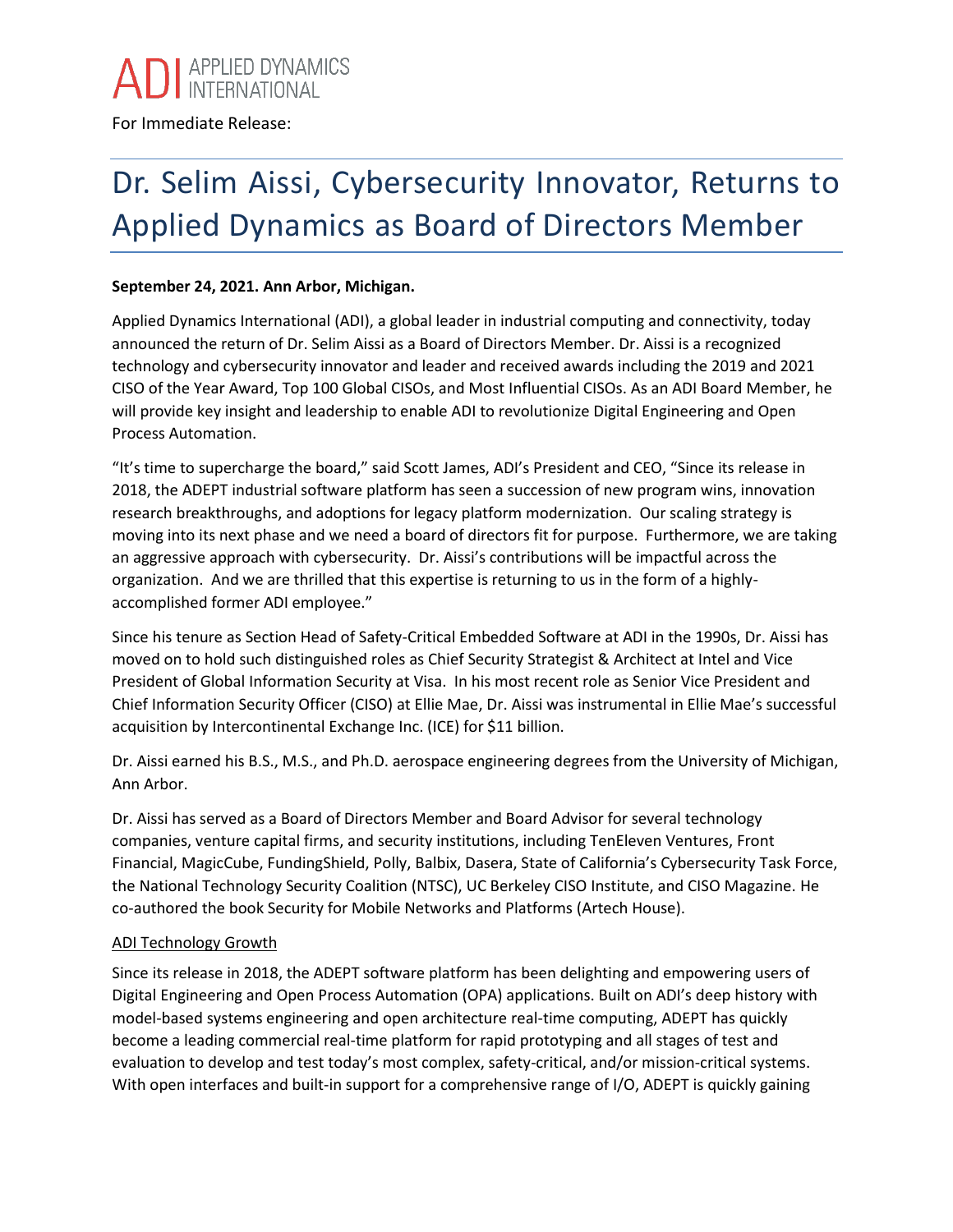ADI APPLIED DYNAMICS INTERNATIONAL

For Immediate Release:

# Dr. Selim Aissi, Cybersecurity Innovator, Returns to Applied Dynamics as Board of Directors Member

**September 24, 2021. Ann Arbor, Michigan.**

Applied Dynamics International (ADI), a global leader in industrial computing and connectivity, today announced the return of Dr. Selim Aissi as a Board of Directors Member. Dr. Aissi is a recognized technology and cybersecurity innovator and leader and received awards including the 2019 and 2021 CISO of the Year Award, Top 100 Global CISOs, and Most Influential CISOs. As an ADI Board Member, he will provide key insight and leadership to enable ADI to revolutionize Digital Engineering and Open Process Automation.

"It's time to supercharge the board," said Scott James, ADI's President and CEO, "Since its release in 2018, the ADEPT industrial software platform has seen a succession of new program wins, innovation research breakthroughs, and adoptions for legacy platform modernization. Our scaling strategy is moving into its next phase and we need a board of directors fit for purpose. Furthermore, we are taking an aggressive approach with cybersecurity. Dr. Aissi's contributions will be impactful across the organization. And we are thrilled that this expertise is returning to us in the form of a highly-accomplished former ADI employee."

Since his tenure as Section Head of Safety-Critical Embedded Software at ADI in the 1990s, Dr. Aissi has moved on to hold such distinguished roles as Chief Security Strategist & Architect at Intel and Vice President of Global Information Security at Visa. In his most recent role as Senior Vice President and Chief Information Security Officer (CISO) at Ellie Mae, Dr. Aissi was instrumental in Ellie Mae's successful acquisition by Intercontinental Exchange Inc. (ICE) for $11 billion.

Dr. Aissi earned his B.S., M.S., and Ph.D. aerospace engineering degrees from the University of Michigan, Ann Arbor.

Dr. Aissi has served as a Board of Directors Member and Board Advisor for several technology companies, venture capital firms, and security institutions, including TenEleven Ventures, Front Financial, MagicCube, FundingShield, Polly, Balbix, Dasera, State of California's Cybersecurity Task Force, the National Technology Security Coalition (NTSC), UC Berkeley CISO Institute, and CISO Magazine. He co-authored the book Security for Mobile Networks and Platforms (Artech House).

## ADI Technology Growth

Since its release in 2018, the ADEPT software platform has been delighting and empowering users of Digital Engineering and Open Process Automation (OPA) applications. Built on ADI's deep history with model-based systems engineering and open architecture real-time computing, ADEPT has quickly become a leading commercial real-time platform for rapid prototyping and all stages of test and evaluation to develop and test today's most complex, safety-critical, and/or mission-critical systems. With open interfaces and built-in support for a comprehensive range of I/O, ADEPT is quickly gaining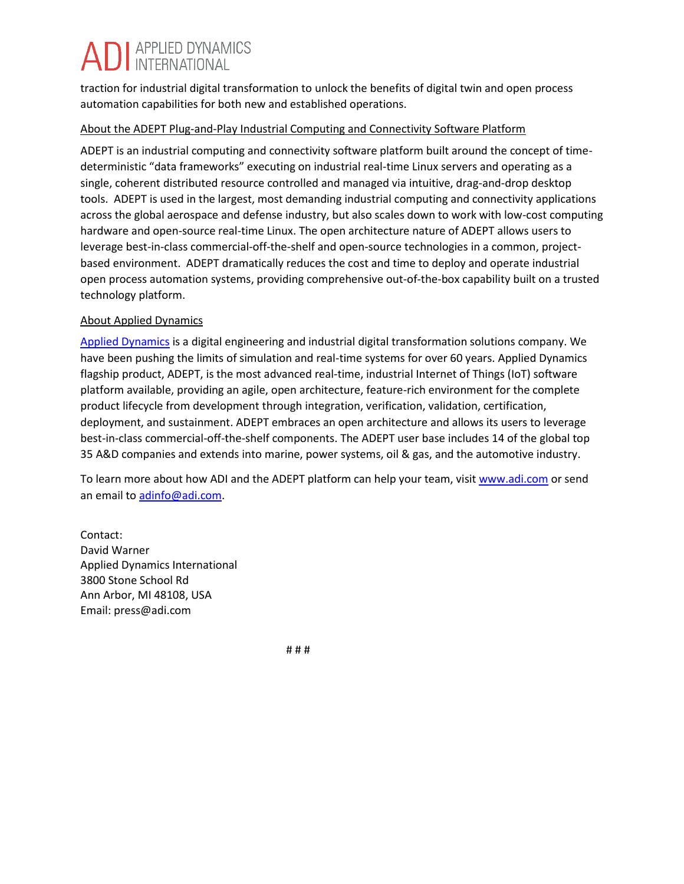traction for industrial digital transformation to unlock the benefits of digital twin and open process automation capabilities for both new and established operations.

## About the ADEPT Plug-and-Play Industrial Computing and Connectivity Software Platform

ADEPT is an industrial computing and connectivity software platform built around the concept of time-deterministic "data frameworks" executing on industrial real-time Linux servers and operating as a single, coherent distributed resource controlled and managed via intuitive, drag-and-drop desktop tools. ADEPT is used in the largest, most demanding industrial computing and connectivity applications across the global aerospace and defense industry, but also scales down to work with low-cost computing hardware and open-source real-time Linux. The open architecture nature of ADEPT allows users to leverage best-in-class commercial-off-the-shelf and open-source technologies in a common, project-based environment. ADEPT dramatically reduces the cost and time to deploy and operate industrial open process automation systems, providing comprehensive out-of-the-box capability built on a trusted technology platform.

## About Applied Dynamics

Applied Dynamics is a digital engineering and industrial digital transformation solutions company. We have been pushing the limits of simulation and real-time systems for over 60 years. Applied Dynamics flagship product, ADEPT, is the most advanced real-time, industrial Internet of Things (IoT) software platform available, providing an agile, open architecture, feature-rich environment for the complete product lifecycle from development through integration, verification, validation, certification, deployment, and sustainment. ADEPT embraces an open architecture and allows its users to leverage best-in-class commercial-off-the-shelf components. The ADEPT user base includes 14 of the global top 35 A&D companies and extends into marine, power systems, oil & gas, and the automotive industry.

To learn more about how ADI and the ADEPT platform can help your team, visit www.adi.com or send an email to adinfo@adi.com.

Contact:
David Warner
Applied Dynamics International
3800 Stone School Rd
Ann Arbor, MI 48108, USA
Email: press@adi.com

# # #